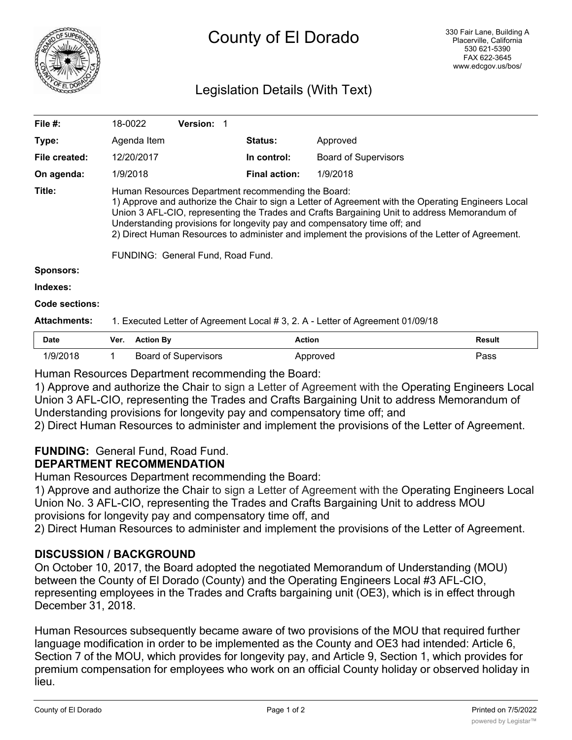# County of El Dorado

330 Fair Lane, Building A
Placerville, California
530 621-5390
FAX 622-3645
www.edcgov.us/bos/

## Legislation Details (With Text)

| | | | |
|---|---|---|---|
| **File #:** | 18-0022 **Version:** 1 | | |
| **Type:** | Agenda Item | **Status:** | Approved |
| **File created:** | 12/20/2017 | **In control:** | Board of Supervisors |
| **On agenda:** | 1/9/2018 | **Final action:** | 1/9/2018 |

**Title:** Human Resources Department recommending the Board:
1) Approve and authorize the Chair to sign a Letter of Agreement with the Operating Engineers Local Union 3 AFL-CIO, representing the Trades and Crafts Bargaining Unit to address Memorandum of Understanding provisions for longevity pay and compensatory time off; and
2) Direct Human Resources to administer and implement the provisions of the Letter of Agreement.

FUNDING: General Fund, Road Fund.

**Sponsors:**

**Indexes:**

**Code sections:**

**Attachments:** 1. Executed Letter of Agreement Local # 3, 2. A - Letter of Agreement 01/09/18

| Date | Ver. | Action By | Action | Result |
|---|---|---|---|---|
| 1/9/2018 | 1 | Board of Supervisors | Approved | Pass |

Human Resources Department recommending the Board:
1) Approve and authorize the Chair to sign a Letter of Agreement with the Operating Engineers Local Union 3 AFL-CIO, representing the Trades and Crafts Bargaining Unit to address Memorandum of Understanding provisions for longevity pay and compensatory time off; and
2) Direct Human Resources to administer and implement the provisions of the Letter of Agreement.

**FUNDING:** General Fund, Road Fund.

**DEPARTMENT RECOMMENDATION**

Human Resources Department recommending the Board:
1) Approve and authorize the Chair to sign a Letter of Agreement with the Operating Engineers Local Union No. 3 AFL-CIO, representing the Trades and Crafts Bargaining Unit to address MOU provisions for longevity pay and compensatory time off, and
2) Direct Human Resources to administer and implement the provisions of the Letter of Agreement.

**DISCUSSION / BACKGROUND**

On October 10, 2017, the Board adopted the negotiated Memorandum of Understanding (MOU) between the County of El Dorado (County) and the Operating Engineers Local #3 AFL-CIO, representing employees in the Trades and Crafts bargaining unit (OE3), which is in effect through December 31, 2018.

Human Resources subsequently became aware of two provisions of the MOU that required further language modification in order to be implemented as the County and OE3 had intended: Article 6, Section 7 of the MOU, which provides for longevity pay, and Article 9, Section 1, which provides for premium compensation for employees who work on an official County holiday or observed holiday in lieu.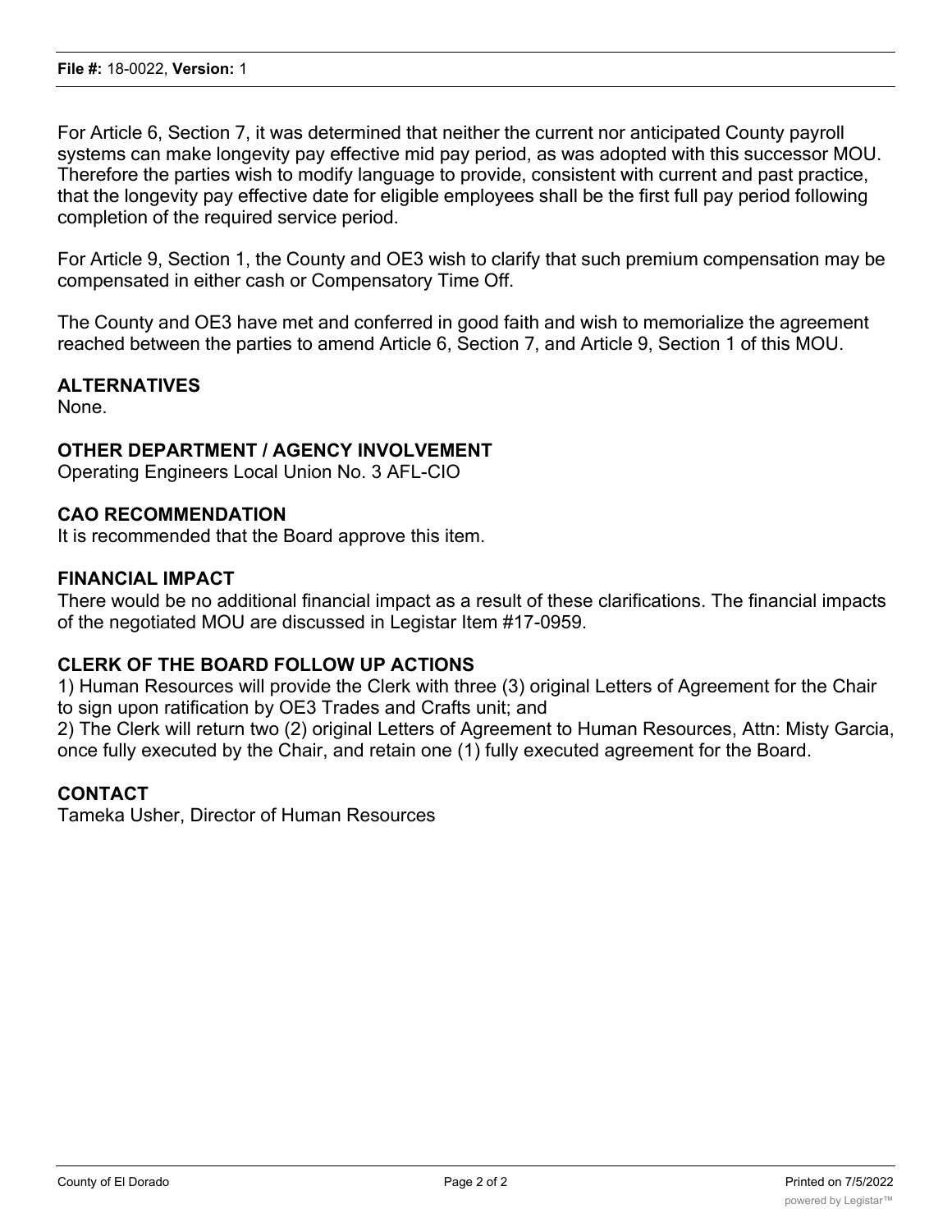For Article 6, Section 7, it was determined that neither the current nor anticipated County payroll systems can make longevity pay effective mid pay period, as was adopted with this successor MOU. Therefore the parties wish to modify language to provide, consistent with current and past practice, that the longevity pay effective date for eligible employees shall be the first full pay period following completion of the required service period.

For Article 9, Section 1, the County and OE3 wish to clarify that such premium compensation may be compensated in either cash or Compensatory Time Off.

The County and OE3 have met and conferred in good faith and wish to memorialize the agreement reached between the parties to amend Article 6, Section 7, and Article 9, Section 1 of this MOU.

**ALTERNATIVES**
None.

**OTHER DEPARTMENT / AGENCY INVOLVEMENT**
Operating Engineers Local Union No. 3 AFL-CIO

**CAO RECOMMENDATION**
It is recommended that the Board approve this item.

**FINANCIAL IMPACT**
There would be no additional financial impact as a result of these clarifications. The financial impacts of the negotiated MOU are discussed in Legistar Item #17-0959.

**CLERK OF THE BOARD FOLLOW UP ACTIONS**
1) Human Resources will provide the Clerk with three (3) original Letters of Agreement for the Chair to sign upon ratification by OE3 Trades and Crafts unit; and
2) The Clerk will return two (2) original Letters of Agreement to Human Resources, Attn: Misty Garcia, once fully executed by the Chair, and retain one (1) fully executed agreement for the Board.

**CONTACT**
Tameka Usher, Director of Human Resources